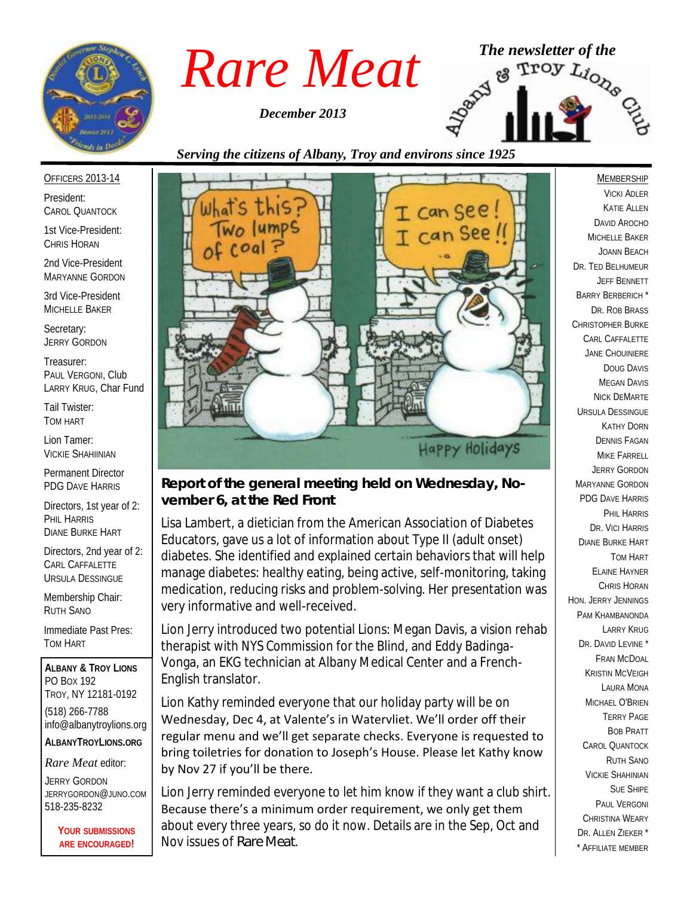# Rare Meat

*December 2013*

*The newsletter of the* Albany & Troy Lions Club

*Serving the citizens of Albany, Troy and environs since 1925*

OFFICERS 2013-14

President:
CAROL QUANTOCK

1st Vice-President:
CHRIS HORAN

2nd Vice-President
MARYANNE GORDON

3rd Vice-President
MICHELLE BAKER

Secretary:
JERRY GORDON

Treasurer:
PAUL VERGONI, Club
LARRY KRUG, Char Fund

Tail Twister:
TOM HART

Lion Tamer:
VICKIE SHAHIINIAN

Permanent Director
PDG DAVE HARRIS

Directors, 1st year of 2:
PHIL HARRIS
DIANE BURKE HART

Directors, 2nd year of 2:
CARL CAFFALETTE
URSULA DESSINGUE

Membership Chair:
RUTH SANO

Immediate Past Pres:
TOM HART

**ALBANY & TROY LIONS**
PO BOX 192
TROY, NY 12181-0192
(518) 266-7788
info@albanytroylions.org
**ALBANYTROYLIONS.ORG**

*Rare Meat* editor:
JERRY GORDON
JERRYGORDON@JUNO.COM
518-235-8232

**YOUR SUBMISSIONS ARE ENCOURAGED!**

## Report of the general meeting held on Wednesday, November 6, at the Red Front

Lisa Lambert, a dietician from the American Association of Diabetes Educators, gave us a lot of information about Type II (adult onset) diabetes. She identified and explained certain behaviors that will help manage diabetes: healthy eating, being active, self-monitoring, taking medication, reducing risks and problem-solving. Her presentation was very informative and well-received.

Lion Jerry introduced two potential Lions: Megan Davis, a vision rehab therapist with NYS Commission for the Blind, and Eddy Badinga-Vonga, an EKG technician at Albany Medical Center and a French-English translator.

Lion Kathy reminded everyone that our holiday party will be on Wednesday, Dec 4, at Valente's in Watervliet. We'll order off their regular menu and we'll get separate checks. Everyone is requested to bring toiletries for donation to Joseph's House. Please let Kathy know by Nov 27 if you'll be there.

Lion Jerry reminded everyone to let him know if they want a club shirt. Because there's a minimum order requirement, we only get them about every three years, so do it now. Details are in the Sep, Oct and Nov issues of *Rare Meat*.

MEMBERSHIP

VICKI ADLER
KATIE ALLEN
DAVID AROCHO
MICHELLE BAKER
JOANN BEACH
DR. TED BELHUMEUR
JEFF BENNETT
BARRY BERBERICH *
DR. ROB BRASS
CHRISTOPHER BURKE
CARL CAFFALETTE
JANE CHOUINIERE
DOUG DAVIS
MEGAN DAVIS
NICK DEMARTE
URSULA DESSINGUE
KATHY DORN
DENNIS FAGAN
MIKE FARRELL
JERRY GORDON
MARYANNE GORDON
PDG DAVE HARRIS
PHIL HARRIS
DR. VICI HARRIS
DIANE BURKE HART
TOM HART
ELAINE HAYNER
CHRIS HORAN
HON. JERRY JENNINGS
PAM KHAMBANONDA
LARRY KRUG
DR. DAVID LEVINE *
FRAN MCDOAL
KRISTIN MCVEIGH
LAURA MONA
MICHAEL O'BRIEN
TERRY PAGE
BOB PRATT
CAROL QUANTOCK
RUTH SANO
VICKIE SHAHINIAN
SUE SHIPE
PAUL VERGONI
CHRISTINA WEARY
DR. ALLEN ZIEKER *
* AFFILIATE MEMBER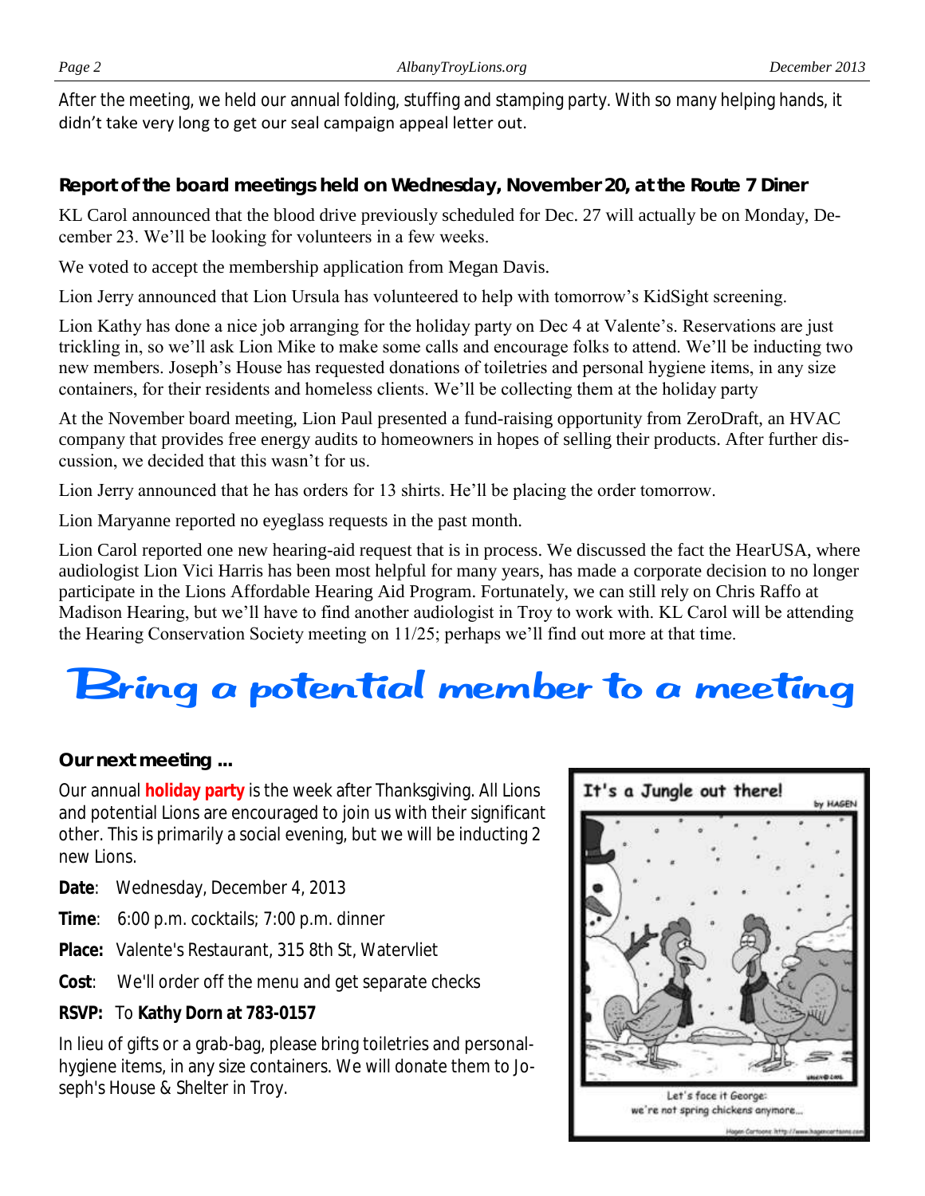After the meeting, we held our annual folding, stuffing and stamping party. With so many helping hands, it didn't take very long to get our seal campaign appeal letter out.

### Report of the board meetings held on Wednesday, November 20, at the Route 7 Diner

KL Carol announced that the blood drive previously scheduled for Dec. 27 will actually be on Monday, December 23. We'll be looking for volunteers in a few weeks.

We voted to accept the membership application from Megan Davis.

Lion Jerry announced that Lion Ursula has volunteered to help with tomorrow's KidSight screening.

Lion Kathy has done a nice job arranging for the holiday party on Dec 4 at Valente's. Reservations are just trickling in, so we'll ask Lion Mike to make some calls and encourage folks to attend. We'll be inducting two new members. Joseph's House has requested donations of toiletries and personal hygiene items, in any size containers, for their residents and homeless clients. We'll be collecting them at the holiday party

At the November board meeting, Lion Paul presented a fund-raising opportunity from ZeroDraft, an HVAC company that provides free energy audits to homeowners in hopes of selling their products. After further discussion, we decided that this wasn't for us.

Lion Jerry announced that he has orders for 13 shirts. He'll be placing the order tomorrow.

Lion Maryanne reported no eyeglass requests in the past month.

Lion Carol reported one new hearing-aid request that is in process. We discussed the fact the HearUSA, where audiologist Lion Vici Harris has been most helpful for many years, has made a corporate decision to no longer participate in the Lions Affordable Hearing Aid Program. Fortunately, we can still rely on Chris Raffo at Madison Hearing, but we'll have to find another audiologist in Troy to work with. KL Carol will be attending the Hearing Conservation Society meeting on 11/25; perhaps we'll find out more at that time.

# Bring a potential member to a meeting

### Our next meeting ...

Our annual **holiday party** is the week after Thanksgiving. All Lions and potential Lions are encouraged to join us with their significant other. This is primarily a social evening, but we will be inducting 2 new Lions.

**Date**: Wednesday, December 4, 2013

**Time**: 6:00 p.m. cocktails; 7:00 p.m. dinner

**Place:** Valente's Restaurant, 315 8th St, Watervliet

**Cost**: We'll order off the menu and get separate checks

**RSVP:** To **Kathy Dorn at 783-0157**

In lieu of gifts or a grab-bag, please bring toiletries and personal-hygiene items, in any size containers. We will donate them to Joseph's House & Shelter in Troy.

It's a Jungle out there! by HAGEN

Let's face it George: we're not spring chickens anymore...

Hagen Cartoons http://www.hagencartoons.com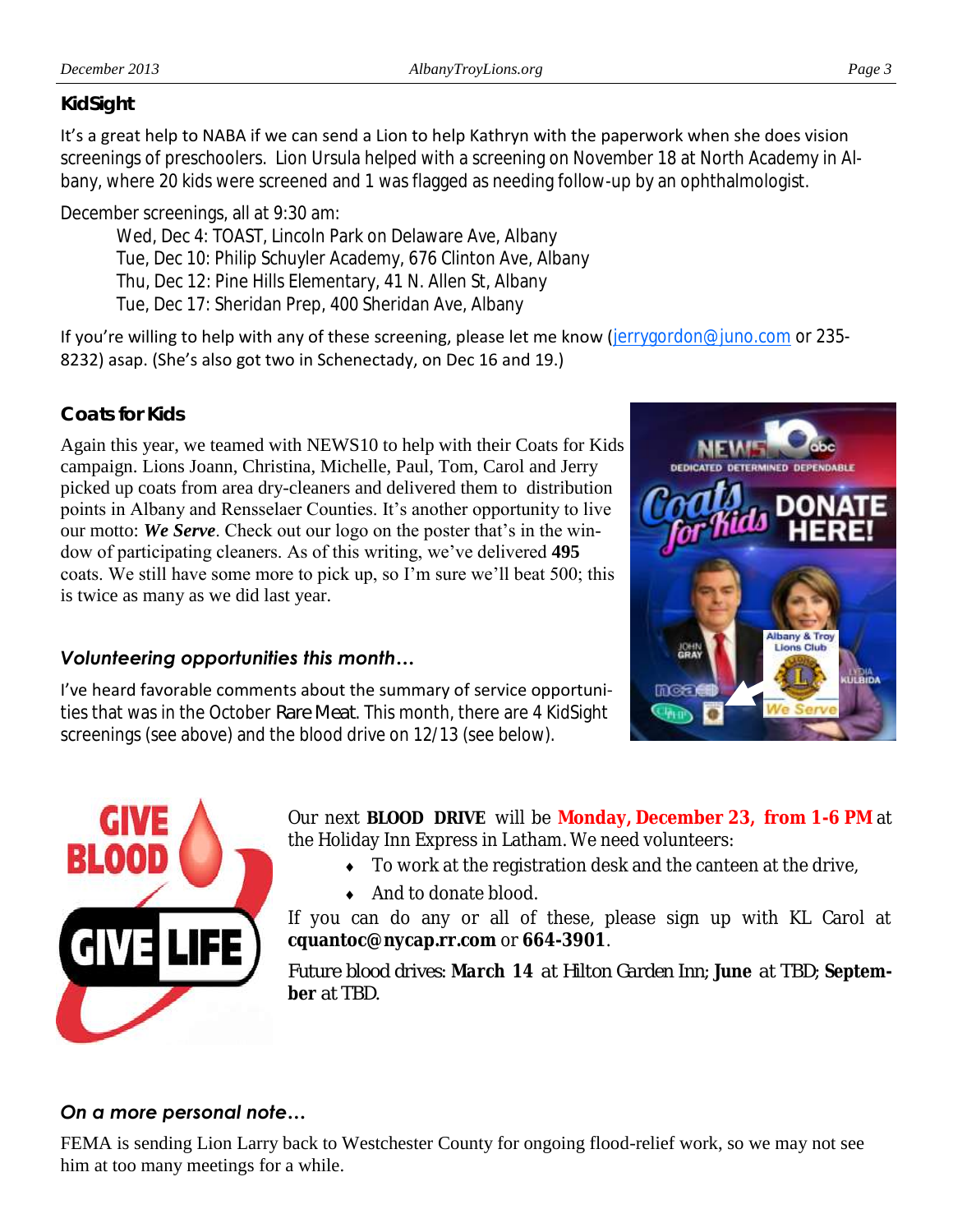### KidSight

It's a great help to NABA if we can send a Lion to help Kathryn with the paperwork when she does vision screenings of preschoolers. Lion Ursula helped with a screening on November 18 at North Academy in Albany, where 20 kids were screened and 1 was flagged as needing follow-up by an ophthalmologist.

December screenings, all at 9:30 am:

- Wed, Dec 4: TOAST, Lincoln Park on Delaware Ave, Albany
- Tue, Dec 10: Philip Schuyler Academy, 676 Clinton Ave, Albany
- Thu, Dec 12: Pine Hills Elementary, 41 N. Allen St, Albany
- Tue, Dec 17: Sheridan Prep, 400 Sheridan Ave, Albany

If you're willing to help with any of these screening, please let me know (jerrygordon@juno.com or 235-8232) asap. (She's also got two in Schenectady, on Dec 16 and 19.)

### Coats for Kids

Again this year, we teamed with NEWS10 to help with their Coats for Kids campaign. Lions Joann, Christina, Michelle, Paul, Tom, Carol and Jerry picked up coats from area dry-cleaners and delivered them to distribution points in Albany and Rensselaer Counties. It's another opportunity to live our motto: ***We Serve***. Check out our logo on the poster that's in the window of participating cleaners. As of this writing, we've delivered **495** coats. We still have some more to pick up, so I'm sure we'll beat 500; this is twice as many as we did last year.

### *Volunteering opportunities this month…*

I've heard favorable comments about the summary of service opportunities that was in the October *Rare Meat*. This month, there are 4 KidSight screenings (see above) and the blood drive on 12/13 (see below).

Our next **BLOOD DRIVE** will be **Monday, December 23, from 1-6 PM** at the Holiday Inn Express in Latham. We need volunteers:

- To work at the registration desk and the canteen at the drive,
- And to donate blood.

If you can do any or all of these, please sign up with KL Carol at **cquantoc@nycap.rr.com** or **664-3901**.

Future blood drives: **March 14** at Hilton Garden Inn; **June** at TBD; **September** at TBD.

### *On a more personal note…*

FEMA is sending Lion Larry back to Westchester County for ongoing flood-relief work, so we may not see him at too many meetings for a while.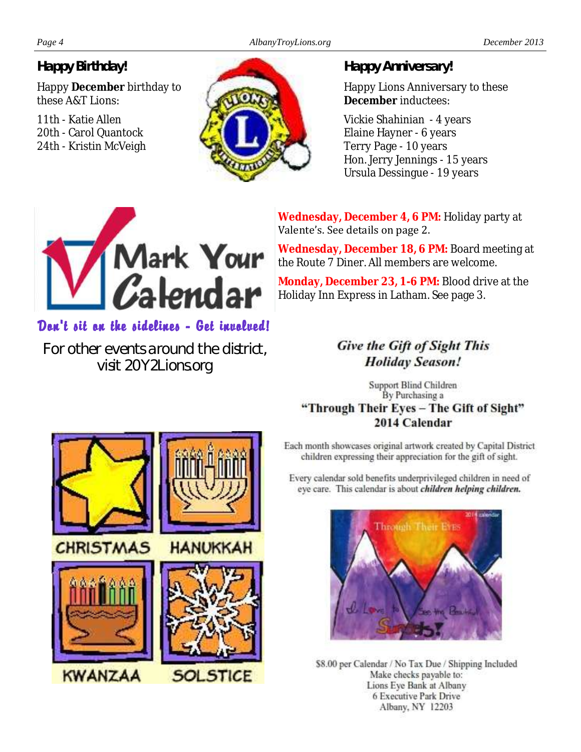## Happy Birthday!

Happy **December** birthday to these A&T Lions:

11th - Katie Allen
20th - Carol Quantock
24th - Kristin McVeigh

## Happy Anniversary!

Happy Lions Anniversary to these **December** inductees:

Vickie Shahinian - 4 years
Elaine Hayner - 6 years
Terry Page - 10 years
Hon. Jerry Jennings - 15 years
Ursula Dessingue - 19 years

## Mark Your Calendar

**Wednesday, December 4, 6 PM:** Holiday party at Valente's. See details on page 2.

**Wednesday, December 18, 6 PM:** Board meeting at the Route 7 Diner. All members are welcome.

**Monday, December 23, 1-6 PM:** Blood drive at the Holiday Inn Express in Latham. See page 3.

*Don't sit on the sidelines - Get involved!*

For other events around the district, visit 20Y2Lions.org

CHRISTMAS HANUKKAH KWANZAA SOLSTICE

### *Give the Gift of Sight This Holiday Season!*

Support Blind Children By Purchasing a

**"Through Their Eyes – The Gift of Sight" 2014 Calendar**

Each month showcases original artwork created by Capital District children expressing their appreciation for the gift of sight.

Every calendar sold benefits underprivileged children in need of eye care. This calendar is about ***children helping children.***

$8.00 per Calendar / No Tax Due / Shipping Included
Make checks payable to:
Lions Eye Bank at Albany
6 Executive Park Drive
Albany, NY 12203